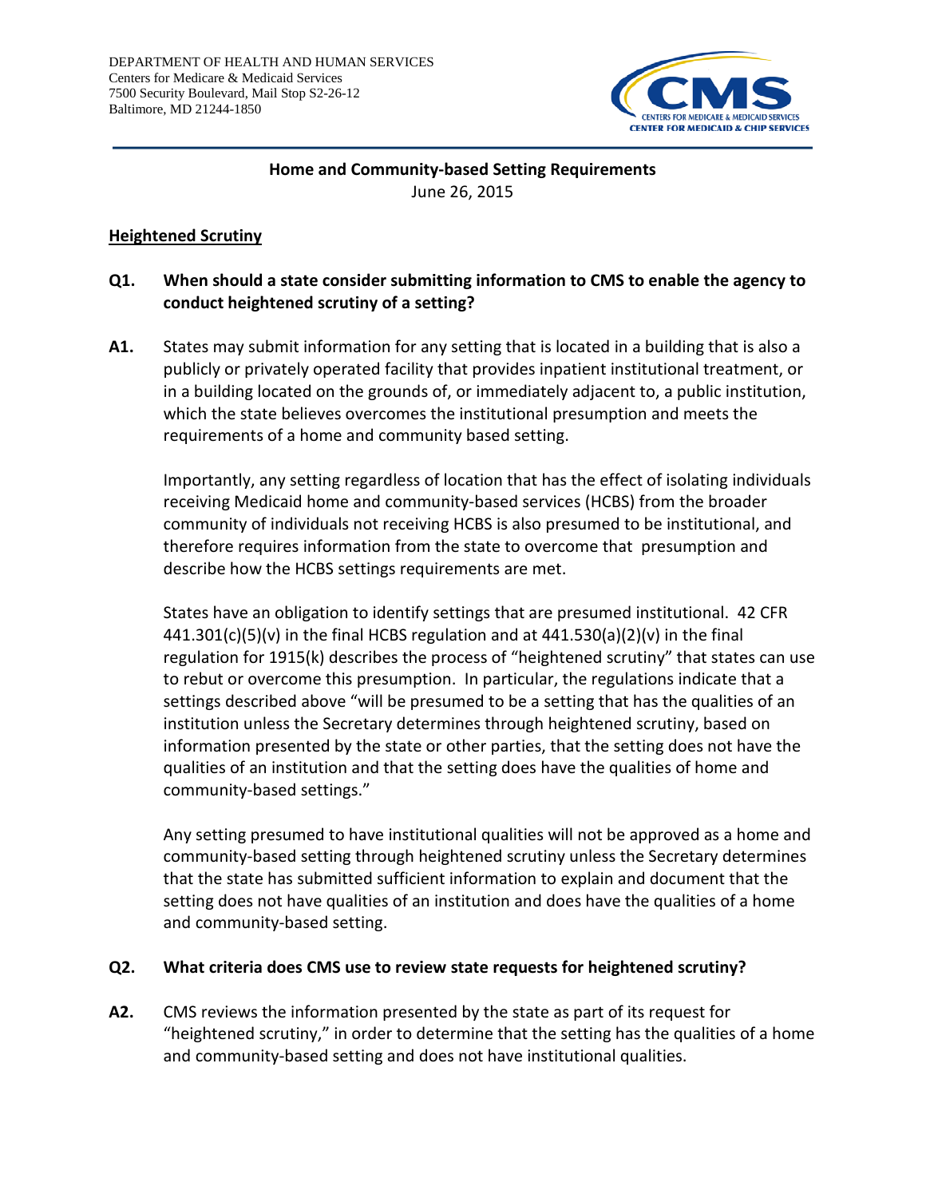DEPARTMENT OF HEALTH AND HUMAN SERVICES
Centers for Medicare & Medicaid Services
7500 Security Boulevard, Mail Stop S2-26-12
Baltimore, MD 21244-1850

CMS
CENTERS FOR MEDICARE & MEDICAID SERVICES
CENTER FOR MEDICAID & CHIP SERVICES

**Home and Community-based Setting Requirements**
June 26, 2015

## Heightened Scrutiny

**Q1. When should a state consider submitting information to CMS to enable the agency to conduct heightened scrutiny of a setting?**

**A1.** States may submit information for any setting that is located in a building that is also a publicly or privately operated facility that provides inpatient institutional treatment, or in a building located on the grounds of, or immediately adjacent to, a public institution, which the state believes overcomes the institutional presumption and meets the requirements of a home and community based setting.

Importantly, any setting regardless of location that has the effect of isolating individuals receiving Medicaid home and community-based services (HCBS) from the broader community of individuals not receiving HCBS is also presumed to be institutional, and therefore requires information from the state to overcome that presumption and describe how the HCBS settings requirements are met.

States have an obligation to identify settings that are presumed institutional. 42 CFR 441.301(c)(5)(v) in the final HCBS regulation and at 441.530(a)(2)(v) in the final regulation for 1915(k) describes the process of "heightened scrutiny" that states can use to rebut or overcome this presumption. In particular, the regulations indicate that a settings described above "will be presumed to be a setting that has the qualities of an institution unless the Secretary determines through heightened scrutiny, based on information presented by the state or other parties, that the setting does not have the qualities of an institution and that the setting does have the qualities of home and community-based settings."

Any setting presumed to have institutional qualities will not be approved as a home and community-based setting through heightened scrutiny unless the Secretary determines that the state has submitted sufficient information to explain and document that the setting does not have qualities of an institution and does have the qualities of a home and community-based setting.

**Q2. What criteria does CMS use to review state requests for heightened scrutiny?**

**A2.** CMS reviews the information presented by the state as part of its request for "heightened scrutiny," in order to determine that the setting has the qualities of a home and community-based setting and does not have institutional qualities.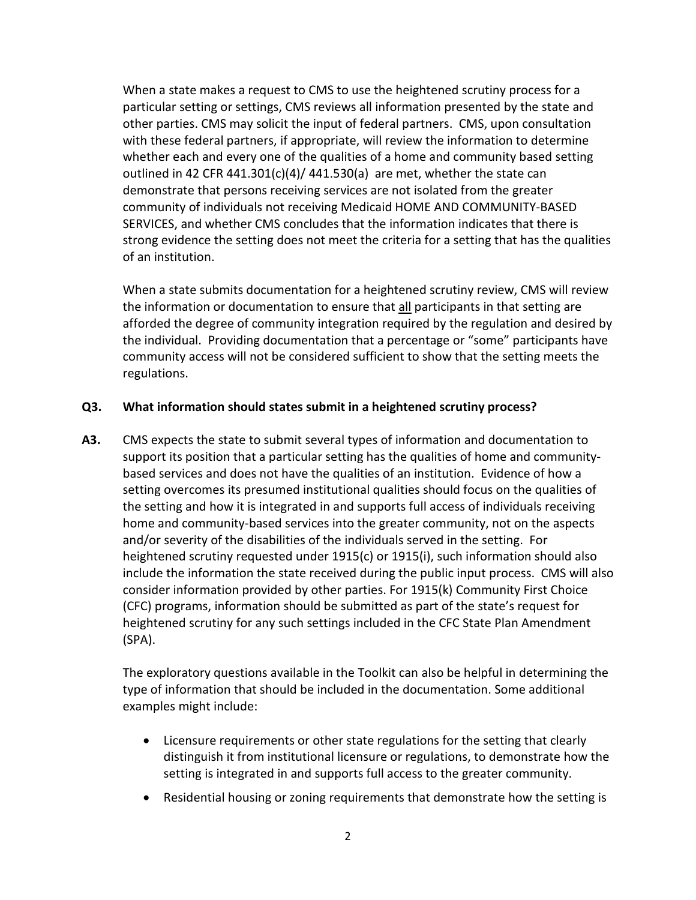When a state makes a request to CMS to use the heightened scrutiny process for a particular setting or settings, CMS reviews all information presented by the state and other parties. CMS may solicit the input of federal partners. CMS, upon consultation with these federal partners, if appropriate, will review the information to determine whether each and every one of the qualities of a home and community based setting outlined in 42 CFR 441.301(c)(4)/ 441.530(a) are met, whether the state can demonstrate that persons receiving services are not isolated from the greater community of individuals not receiving Medicaid HOME AND COMMUNITY-BASED SERVICES, and whether CMS concludes that the information indicates that there is strong evidence the setting does not meet the criteria for a setting that has the qualities of an institution.

When a state submits documentation for a heightened scrutiny review, CMS will review the information or documentation to ensure that <u>all</u> participants in that setting are afforded the degree of community integration required by the regulation and desired by the individual. Providing documentation that a percentage or "some" participants have community access will not be considered sufficient to show that the setting meets the regulations.

**Q3. What information should states submit in a heightened scrutiny process?**

**A3.** CMS expects the state to submit several types of information and documentation to support its position that a particular setting has the qualities of home and community-based services and does not have the qualities of an institution. Evidence of how a setting overcomes its presumed institutional qualities should focus on the qualities of the setting and how it is integrated in and supports full access of individuals receiving home and community-based services into the greater community, not on the aspects and/or severity of the disabilities of the individuals served in the setting. For heightened scrutiny requested under 1915(c) or 1915(i), such information should also include the information the state received during the public input process. CMS will also consider information provided by other parties. For 1915(k) Community First Choice (CFC) programs, information should be submitted as part of the state's request for heightened scrutiny for any such settings included in the CFC State Plan Amendment (SPA).

The exploratory questions available in the Toolkit can also be helpful in determining the type of information that should be included in the documentation. Some additional examples might include:

- Licensure requirements or other state regulations for the setting that clearly distinguish it from institutional licensure or regulations, to demonstrate how the setting is integrated in and supports full access to the greater community.
- Residential housing or zoning requirements that demonstrate how the setting is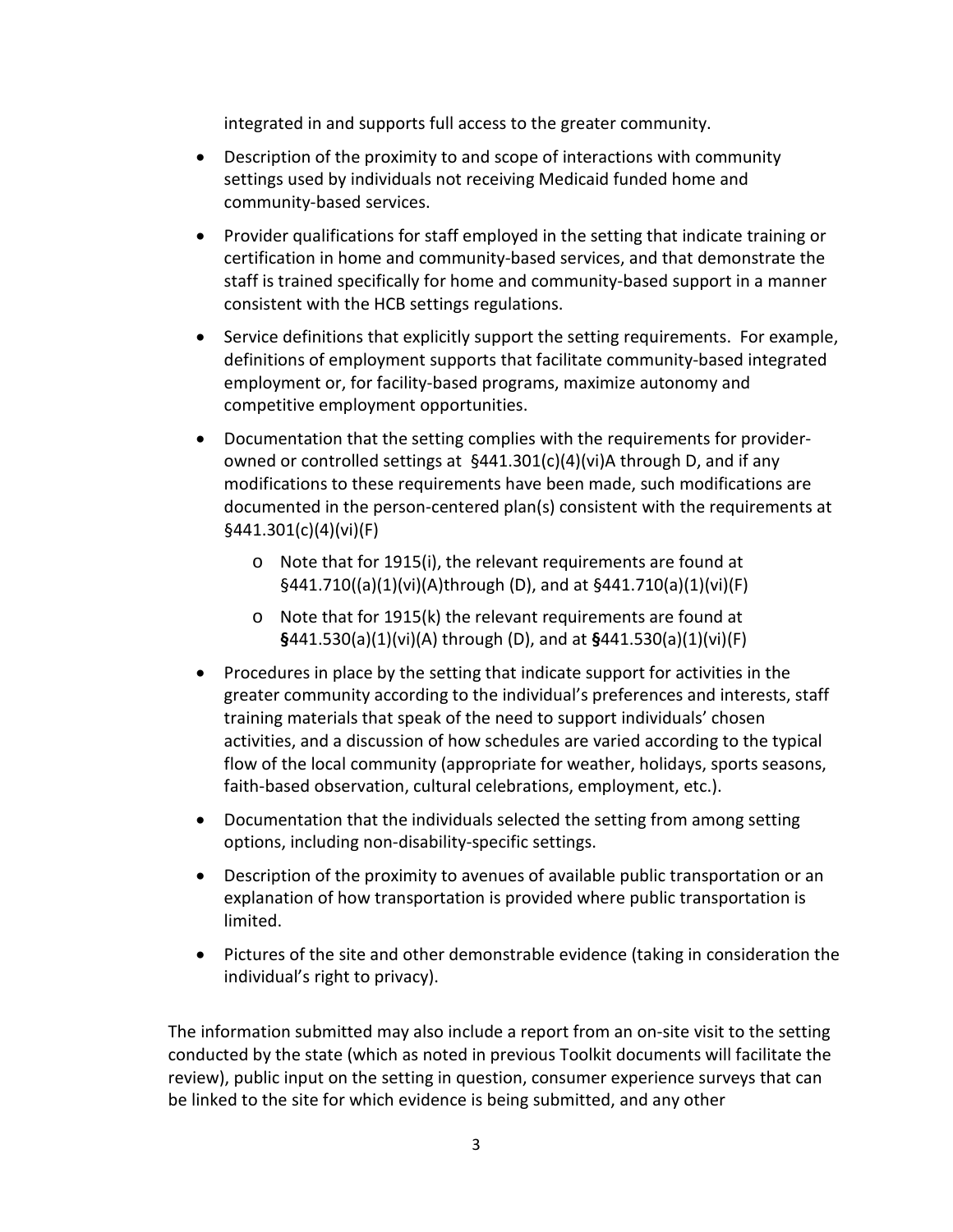integrated in and supports full access to the greater community.

- Description of the proximity to and scope of interactions with community settings used by individuals not receiving Medicaid funded home and community-based services.
- Provider qualifications for staff employed in the setting that indicate training or certification in home and community-based services, and that demonstrate the staff is trained specifically for home and community-based support in a manner consistent with the HCB settings regulations.
- Service definitions that explicitly support the setting requirements. For example, definitions of employment supports that facilitate community-based integrated employment or, for facility-based programs, maximize autonomy and competitive employment opportunities.
- Documentation that the setting complies with the requirements for provider-owned or controlled settings at §441.301(c)(4)(vi)A through D, and if any modifications to these requirements have been made, such modifications are documented in the person-centered plan(s) consistent with the requirements at §441.301(c)(4)(vi)(F)
    - Note that for 1915(i), the relevant requirements are found at §441.710((a)(1)(vi)(A)through (D), and at §441.710(a)(1)(vi)(F)
    - Note that for 1915(k) the relevant requirements are found at **§**441.530(a)(1)(vi)(A) through (D), and at **§**441.530(a)(1)(vi)(F)
- Procedures in place by the setting that indicate support for activities in the greater community according to the individual's preferences and interests, staff training materials that speak of the need to support individuals' chosen activities, and a discussion of how schedules are varied according to the typical flow of the local community (appropriate for weather, holidays, sports seasons, faith-based observation, cultural celebrations, employment, etc.).
- Documentation that the individuals selected the setting from among setting options, including non-disability-specific settings.
- Description of the proximity to avenues of available public transportation or an explanation of how transportation is provided where public transportation is limited.
- Pictures of the site and other demonstrable evidence (taking in consideration the individual's right to privacy).

The information submitted may also include a report from an on-site visit to the setting conducted by the state (which as noted in previous Toolkit documents will facilitate the review), public input on the setting in question, consumer experience surveys that can be linked to the site for which evidence is being submitted, and any other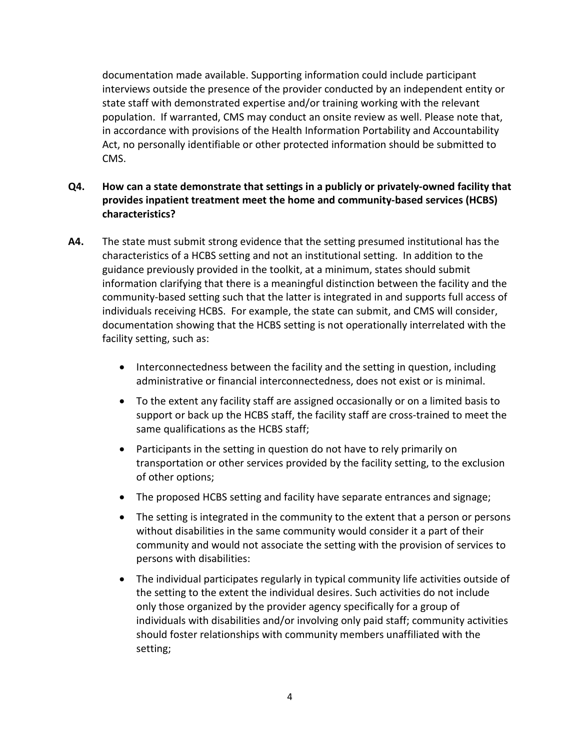documentation made available. Supporting information could include participant interviews outside the presence of the provider conducted by an independent entity or state staff with demonstrated expertise and/or training working with the relevant population. If warranted, CMS may conduct an onsite review as well. Please note that, in accordance with provisions of the Health Information Portability and Accountability Act, no personally identifiable or other protected information should be submitted to CMS.

**Q4. How can a state demonstrate that settings in a publicly or privately-owned facility that provides inpatient treatment meet the home and community-based services (HCBS) characteristics?**

**A4.** The state must submit strong evidence that the setting presumed institutional has the characteristics of a HCBS setting and not an institutional setting. In addition to the guidance previously provided in the toolkit, at a minimum, states should submit information clarifying that there is a meaningful distinction between the facility and the community-based setting such that the latter is integrated in and supports full access of individuals receiving HCBS. For example, the state can submit, and CMS will consider, documentation showing that the HCBS setting is not operationally interrelated with the facility setting, such as:

- Interconnectedness between the facility and the setting in question, including administrative or financial interconnectedness, does not exist or is minimal.
- To the extent any facility staff are assigned occasionally or on a limited basis to support or back up the HCBS staff, the facility staff are cross-trained to meet the same qualifications as the HCBS staff;
- Participants in the setting in question do not have to rely primarily on transportation or other services provided by the facility setting, to the exclusion of other options;
- The proposed HCBS setting and facility have separate entrances and signage;
- The setting is integrated in the community to the extent that a person or persons without disabilities in the same community would consider it a part of their community and would not associate the setting with the provision of services to persons with disabilities:
- The individual participates regularly in typical community life activities outside of the setting to the extent the individual desires. Such activities do not include only those organized by the provider agency specifically for a group of individuals with disabilities and/or involving only paid staff; community activities should foster relationships with community members unaffiliated with the setting;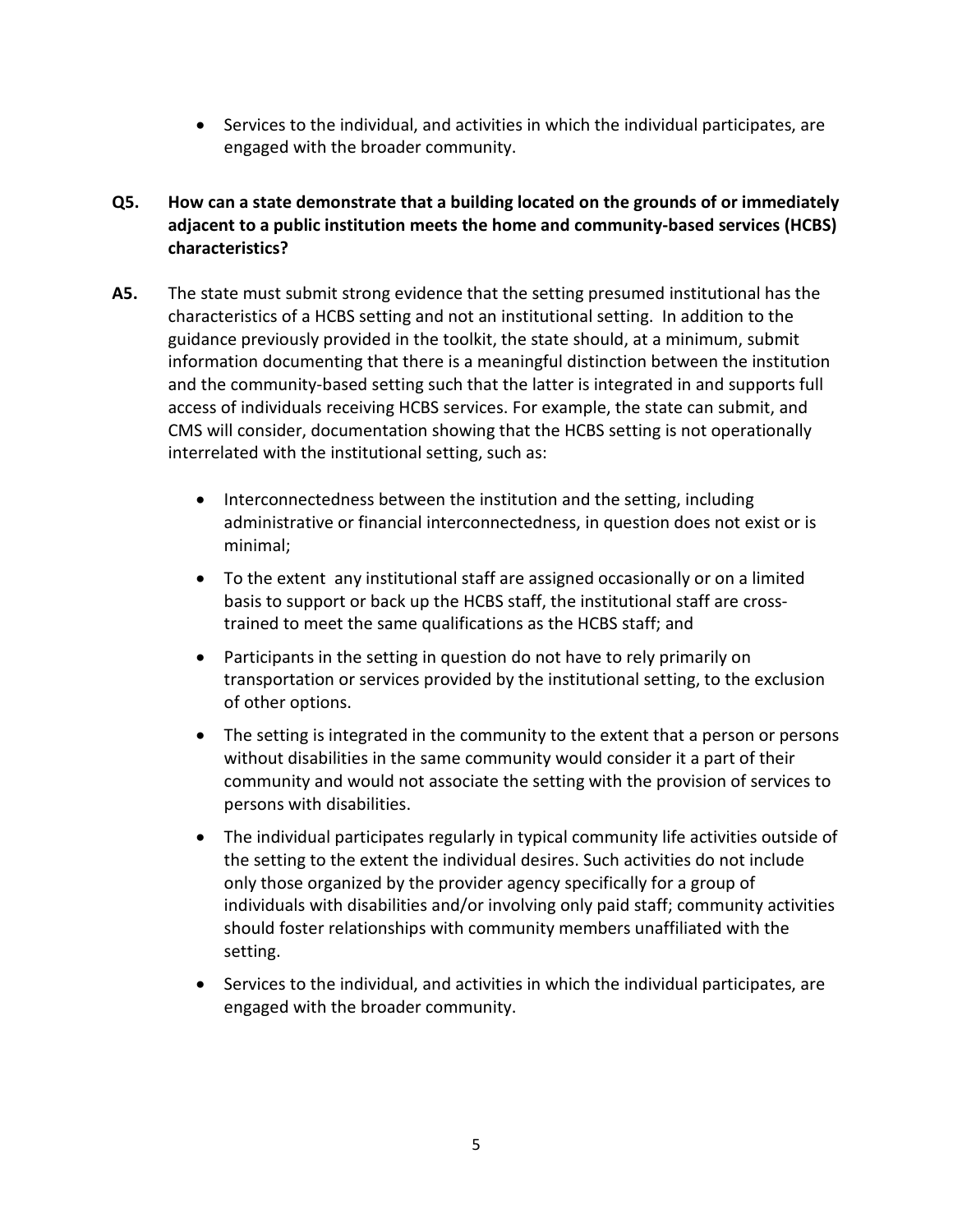- Services to the individual, and activities in which the individual participates, are engaged with the broader community.

**Q5. How can a state demonstrate that a building located on the grounds of or immediately adjacent to a public institution meets the home and community-based services (HCBS) characteristics?**

**A5.** The state must submit strong evidence that the setting presumed institutional has the characteristics of a HCBS setting and not an institutional setting. In addition to the guidance previously provided in the toolkit, the state should, at a minimum, submit information documenting that there is a meaningful distinction between the institution and the community-based setting such that the latter is integrated in and supports full access of individuals receiving HCBS services. For example, the state can submit, and CMS will consider, documentation showing that the HCBS setting is not operationally interrelated with the institutional setting, such as:

- Interconnectedness between the institution and the setting, including administrative or financial interconnectedness, in question does not exist or is minimal;
- To the extent any institutional staff are assigned occasionally or on a limited basis to support or back up the HCBS staff, the institutional staff are cross-trained to meet the same qualifications as the HCBS staff; and
- Participants in the setting in question do not have to rely primarily on transportation or services provided by the institutional setting, to the exclusion of other options.
- The setting is integrated in the community to the extent that a person or persons without disabilities in the same community would consider it a part of their community and would not associate the setting with the provision of services to persons with disabilities.
- The individual participates regularly in typical community life activities outside of the setting to the extent the individual desires. Such activities do not include only those organized by the provider agency specifically for a group of individuals with disabilities and/or involving only paid staff; community activities should foster relationships with community members unaffiliated with the setting.
- Services to the individual, and activities in which the individual participates, are engaged with the broader community.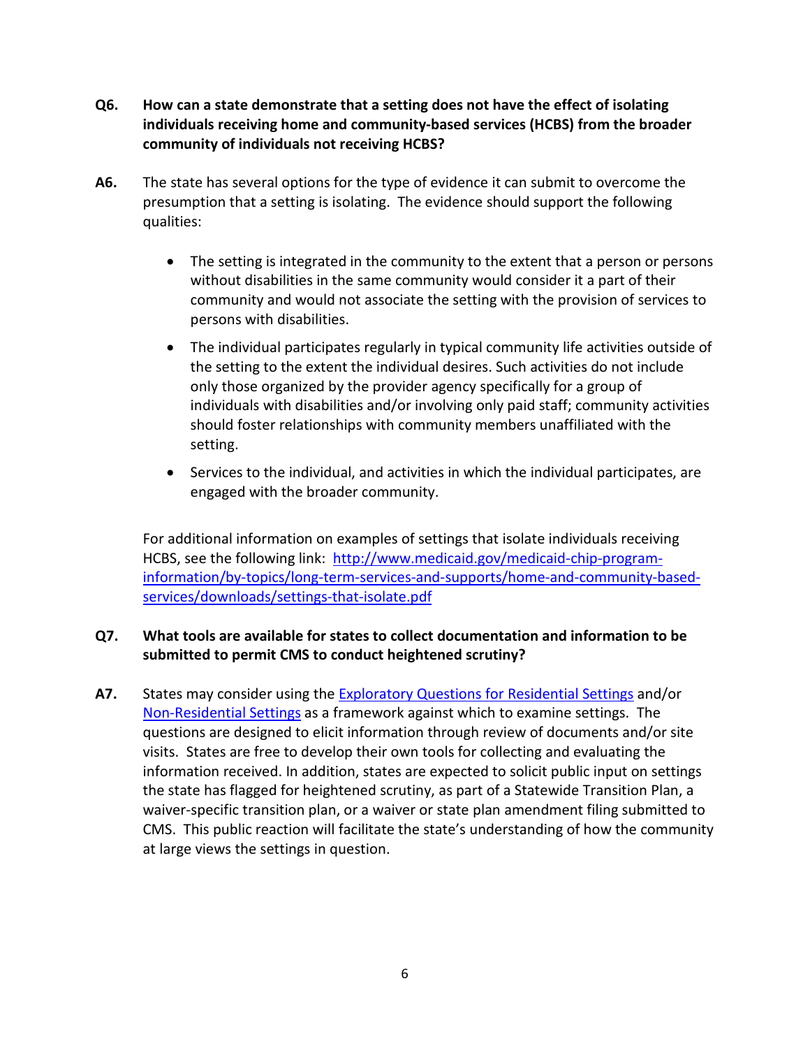**Q6. How can a state demonstrate that a setting does not have the effect of isolating individuals receiving home and community-based services (HCBS) from the broader community of individuals not receiving HCBS?**

**A6.** The state has several options for the type of evidence it can submit to overcome the presumption that a setting is isolating. The evidence should support the following qualities:

- The setting is integrated in the community to the extent that a person or persons without disabilities in the same community would consider it a part of their community and would not associate the setting with the provision of services to persons with disabilities.
- The individual participates regularly in typical community life activities outside of the setting to the extent the individual desires. Such activities do not include only those organized by the provider agency specifically for a group of individuals with disabilities and/or involving only paid staff; community activities should foster relationships with community members unaffiliated with the setting.
- Services to the individual, and activities in which the individual participates, are engaged with the broader community.

For additional information on examples of settings that isolate individuals receiving HCBS, see the following link: [http://www.medicaid.gov/medicaid-chip-program-information/by-topics/long-term-services-and-supports/home-and-community-based-services/downloads/settings-that-isolate.pdf](http://www.medicaid.gov/medicaid-chip-program-information/by-topics/long-term-services-and-supports/home-and-community-based-services/downloads/settings-that-isolate.pdf)

**Q7. What tools are available for states to collect documentation and information to be submitted to permit CMS to conduct heightened scrutiny?**

**A7.** States may consider using the Exploratory Questions for Residential Settings and/or Non-Residential Settings as a framework against which to examine settings. The questions are designed to elicit information through review of documents and/or site visits. States are free to develop their own tools for collecting and evaluating the information received. In addition, states are expected to solicit public input on settings the state has flagged for heightened scrutiny, as part of a Statewide Transition Plan, a waiver-specific transition plan, or a waiver or state plan amendment filing submitted to CMS. This public reaction will facilitate the state's understanding of how the community at large views the settings in question.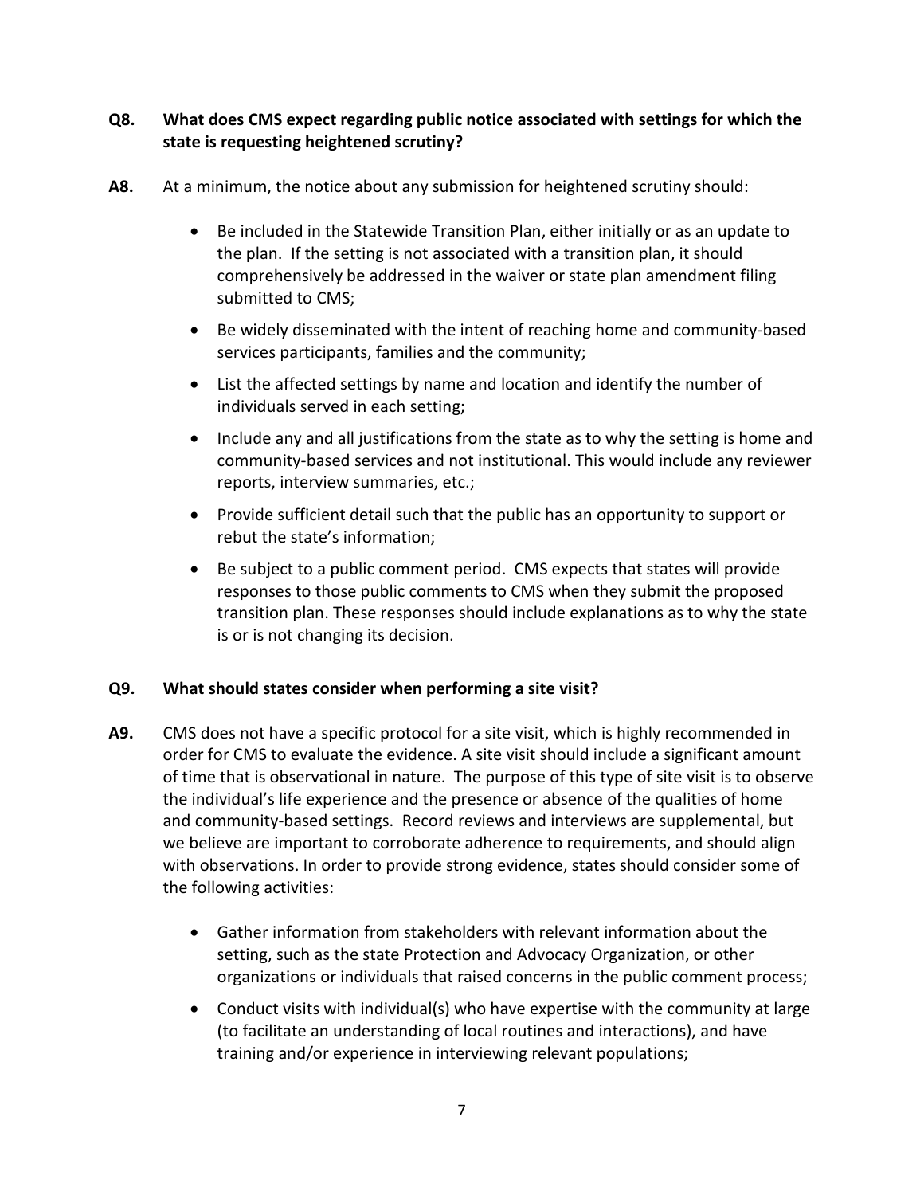**Q8. What does CMS expect regarding public notice associated with settings for which the state is requesting heightened scrutiny?**

**A8.** At a minimum, the notice about any submission for heightened scrutiny should:

- Be included in the Statewide Transition Plan, either initially or as an update to the plan. If the setting is not associated with a transition plan, it should comprehensively be addressed in the waiver or state plan amendment filing submitted to CMS;
- Be widely disseminated with the intent of reaching home and community-based services participants, families and the community;
- List the affected settings by name and location and identify the number of individuals served in each setting;
- Include any and all justifications from the state as to why the setting is home and community-based services and not institutional. This would include any reviewer reports, interview summaries, etc.;
- Provide sufficient detail such that the public has an opportunity to support or rebut the state's information;
- Be subject to a public comment period. CMS expects that states will provide responses to those public comments to CMS when they submit the proposed transition plan. These responses should include explanations as to why the state is or is not changing its decision.

**Q9. What should states consider when performing a site visit?**

**A9.** CMS does not have a specific protocol for a site visit, which is highly recommended in order for CMS to evaluate the evidence. A site visit should include a significant amount of time that is observational in nature. The purpose of this type of site visit is to observe the individual's life experience and the presence or absence of the qualities of home and community-based settings. Record reviews and interviews are supplemental, but we believe are important to corroborate adherence to requirements, and should align with observations. In order to provide strong evidence, states should consider some of the following activities:

- Gather information from stakeholders with relevant information about the setting, such as the state Protection and Advocacy Organization, or other organizations or individuals that raised concerns in the public comment process;
- Conduct visits with individual(s) who have expertise with the community at large (to facilitate an understanding of local routines and interactions), and have training and/or experience in interviewing relevant populations;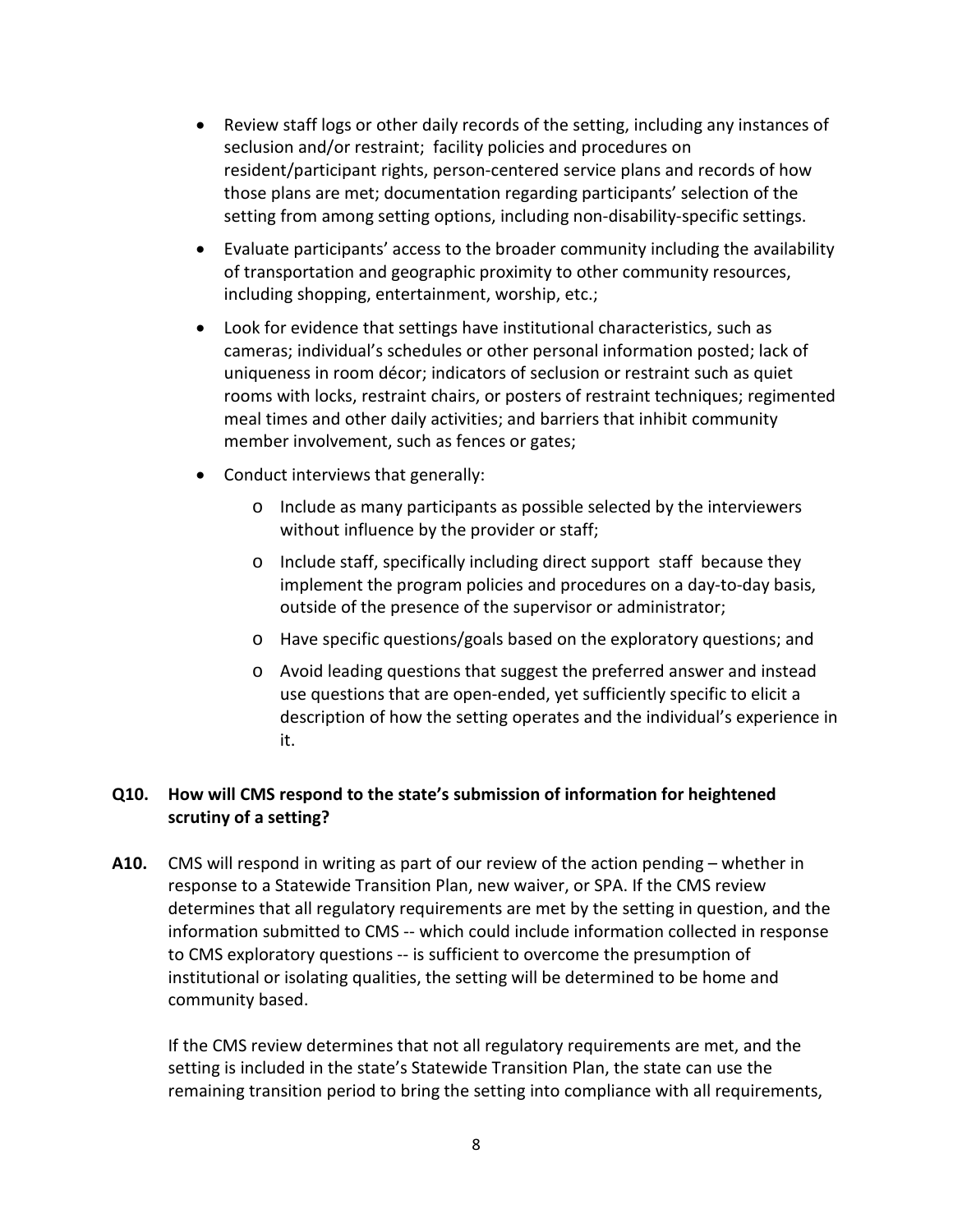- Review staff logs or other daily records of the setting, including any instances of seclusion and/or restraint; facility policies and procedures on resident/participant rights, person-centered service plans and records of how those plans are met; documentation regarding participants' selection of the setting from among setting options, including non-disability-specific settings.
- Evaluate participants' access to the broader community including the availability of transportation and geographic proximity to other community resources, including shopping, entertainment, worship, etc.;
- Look for evidence that settings have institutional characteristics, such as cameras; individual's schedules or other personal information posted; lack of uniqueness in room décor; indicators of seclusion or restraint such as quiet rooms with locks, restraint chairs, or posters of restraint techniques; regimented meal times and other daily activities; and barriers that inhibit community member involvement, such as fences or gates;
- Conduct interviews that generally:
  - Include as many participants as possible selected by the interviewers without influence by the provider or staff;
  - Include staff, specifically including direct support staff because they implement the program policies and procedures on a day-to-day basis, outside of the presence of the supervisor or administrator;
  - Have specific questions/goals based on the exploratory questions; and
  - Avoid leading questions that suggest the preferred answer and instead use questions that are open-ended, yet sufficiently specific to elicit a description of how the setting operates and the individual's experience in it.

**Q10. How will CMS respond to the state's submission of information for heightened scrutiny of a setting?**

**A10.** CMS will respond in writing as part of our review of the action pending – whether in response to a Statewide Transition Plan, new waiver, or SPA. If the CMS review determines that all regulatory requirements are met by the setting in question, and the information submitted to CMS -- which could include information collected in response to CMS exploratory questions -- is sufficient to overcome the presumption of institutional or isolating qualities, the setting will be determined to be home and community based.

If the CMS review determines that not all regulatory requirements are met, and the setting is included in the state's Statewide Transition Plan, the state can use the remaining transition period to bring the setting into compliance with all requirements,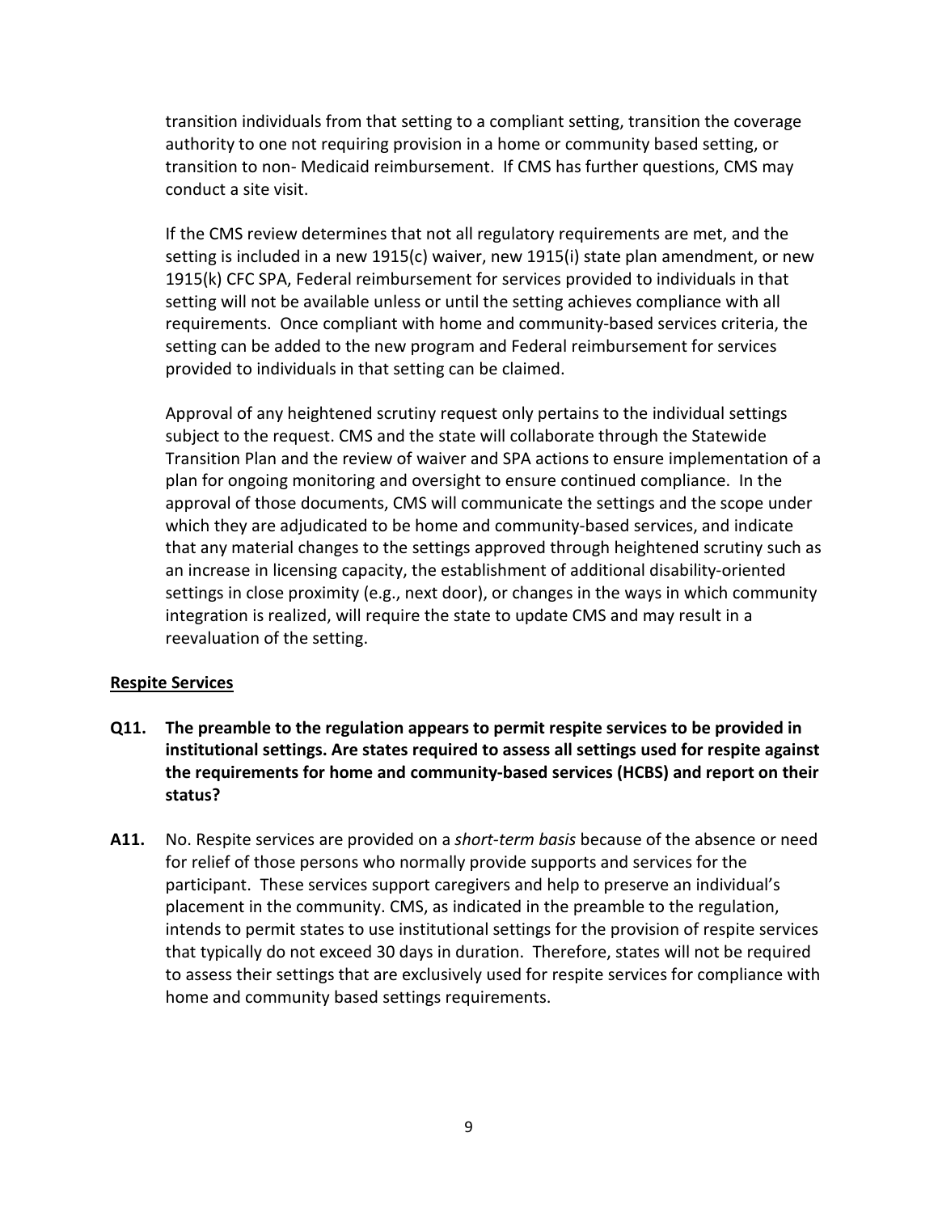transition individuals from that setting to a compliant setting, transition the coverage authority to one not requiring provision in a home or community based setting, or transition to non- Medicaid reimbursement. If CMS has further questions, CMS may conduct a site visit.

If the CMS review determines that not all regulatory requirements are met, and the setting is included in a new 1915(c) waiver, new 1915(i) state plan amendment, or new 1915(k) CFC SPA, Federal reimbursement for services provided to individuals in that setting will not be available unless or until the setting achieves compliance with all requirements. Once compliant with home and community-based services criteria, the setting can be added to the new program and Federal reimbursement for services provided to individuals in that setting can be claimed.

Approval of any heightened scrutiny request only pertains to the individual settings subject to the request. CMS and the state will collaborate through the Statewide Transition Plan and the review of waiver and SPA actions to ensure implementation of a plan for ongoing monitoring and oversight to ensure continued compliance. In the approval of those documents, CMS will communicate the settings and the scope under which they are adjudicated to be home and community-based services, and indicate that any material changes to the settings approved through heightened scrutiny such as an increase in licensing capacity, the establishment of additional disability-oriented settings in close proximity (e.g., next door), or changes in the ways in which community integration is realized, will require the state to update CMS and may result in a reevaluation of the setting.

**Respite Services**

**Q11. The preamble to the regulation appears to permit respite services to be provided in institutional settings. Are states required to assess all settings used for respite against the requirements for home and community-based services (HCBS) and report on their status?**

**A11.** No. Respite services are provided on a *short-term basis* because of the absence or need for relief of those persons who normally provide supports and services for the participant. These services support caregivers and help to preserve an individual's placement in the community. CMS, as indicated in the preamble to the regulation, intends to permit states to use institutional settings for the provision of respite services that typically do not exceed 30 days in duration. Therefore, states will not be required to assess their settings that are exclusively used for respite services for compliance with home and community based settings requirements.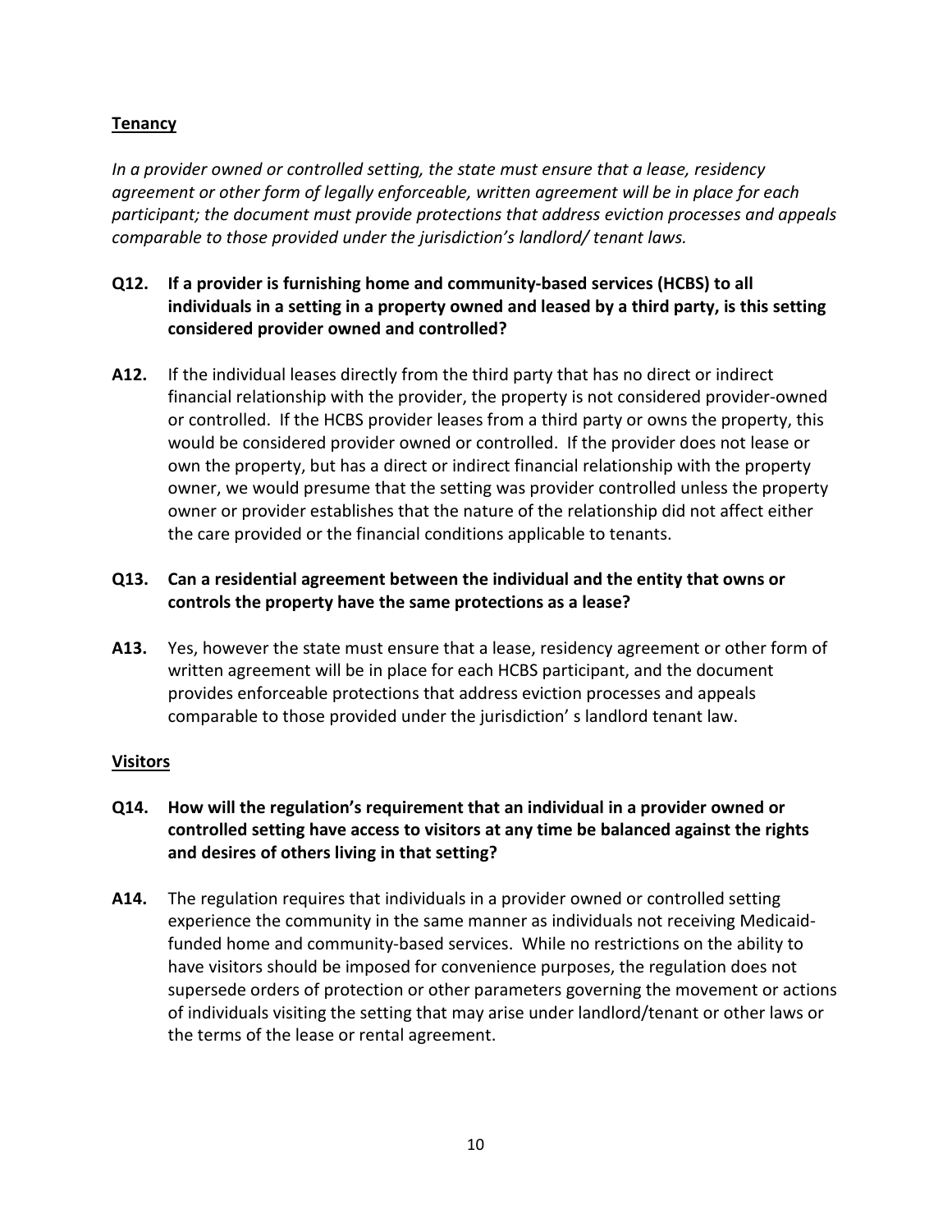**Tenancy**

*In a provider owned or controlled setting, the state must ensure that a lease, residency agreement or other form of legally enforceable, written agreement will be in place for each participant; the document must provide protections that address eviction processes and appeals comparable to those provided under the jurisdiction's landlord/ tenant laws.*

**Q12. If a provider is furnishing home and community-based services (HCBS) to all individuals in a setting in a property owned and leased by a third party, is this setting considered provider owned and controlled?**

**A12.** If the individual leases directly from the third party that has no direct or indirect financial relationship with the provider, the property is not considered provider-owned or controlled. If the HCBS provider leases from a third party or owns the property, this would be considered provider owned or controlled. If the provider does not lease or own the property, but has a direct or indirect financial relationship with the property owner, we would presume that the setting was provider controlled unless the property owner or provider establishes that the nature of the relationship did not affect either the care provided or the financial conditions applicable to tenants.

**Q13. Can a residential agreement between the individual and the entity that owns or controls the property have the same protections as a lease?**

**A13.** Yes, however the state must ensure that a lease, residency agreement or other form of written agreement will be in place for each HCBS participant, and the document provides enforceable protections that address eviction processes and appeals comparable to those provided under the jurisdiction' s landlord tenant law.

**Visitors**

**Q14. How will the regulation's requirement that an individual in a provider owned or controlled setting have access to visitors at any time be balanced against the rights and desires of others living in that setting?**

**A14.** The regulation requires that individuals in a provider owned or controlled setting experience the community in the same manner as individuals not receiving Medicaid-funded home and community-based services. While no restrictions on the ability to have visitors should be imposed for convenience purposes, the regulation does not supersede orders of protection or other parameters governing the movement or actions of individuals visiting the setting that may arise under landlord/tenant or other laws or the terms of the lease or rental agreement.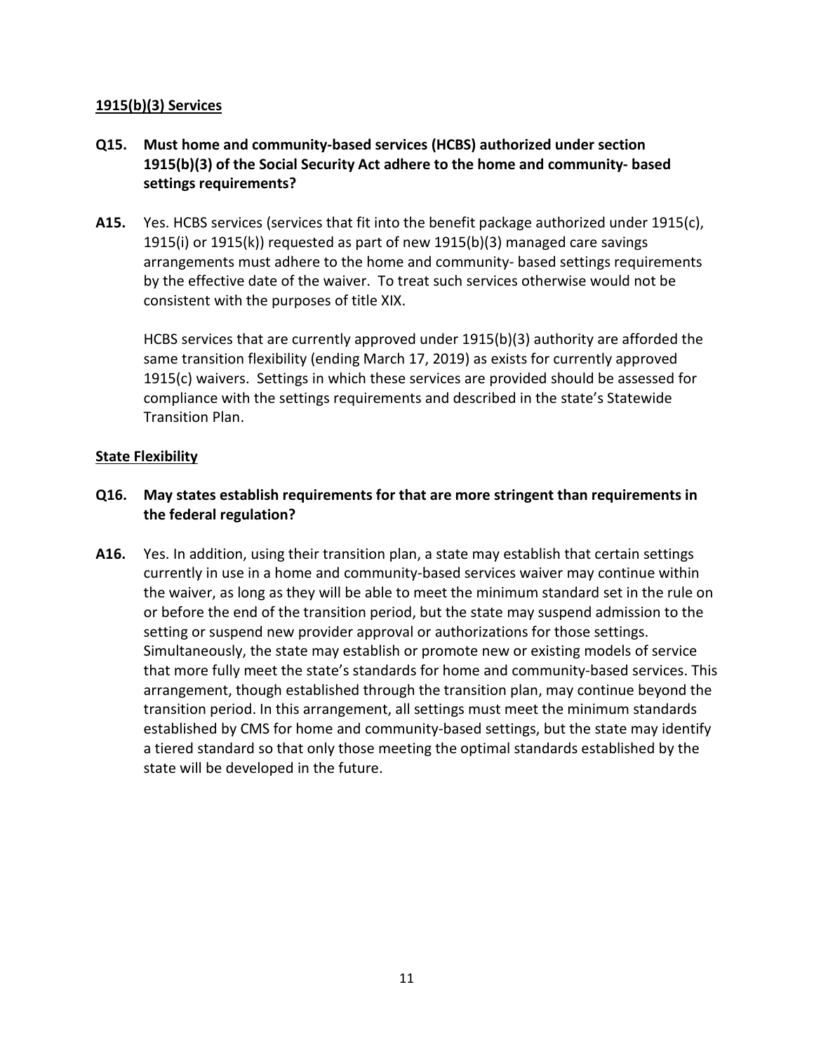**1915(b)(3) Services**

**Q15. Must home and community-based services (HCBS) authorized under section 1915(b)(3) of the Social Security Act adhere to the home and community- based settings requirements?**

**A15.** Yes. HCBS services (services that fit into the benefit package authorized under 1915(c), 1915(i) or 1915(k)) requested as part of new 1915(b)(3) managed care savings arrangements must adhere to the home and community- based settings requirements by the effective date of the waiver. To treat such services otherwise would not be consistent with the purposes of title XIX.

HCBS services that are currently approved under 1915(b)(3) authority are afforded the same transition flexibility (ending March 17, 2019) as exists for currently approved 1915(c) waivers. Settings in which these services are provided should be assessed for compliance with the settings requirements and described in the state's Statewide Transition Plan.

**State Flexibility**

**Q16. May states establish requirements for that are more stringent than requirements in the federal regulation?**

**A16.** Yes. In addition, using their transition plan, a state may establish that certain settings currently in use in a home and community-based services waiver may continue within the waiver, as long as they will be able to meet the minimum standard set in the rule on or before the end of the transition period, but the state may suspend admission to the setting or suspend new provider approval or authorizations for those settings. Simultaneously, the state may establish or promote new or existing models of service that more fully meet the state's standards for home and community-based services. This arrangement, though established through the transition plan, may continue beyond the transition period. In this arrangement, all settings must meet the minimum standards established by CMS for home and community-based settings, but the state may identify a tiered standard so that only those meeting the optimal standards established by the state will be developed in the future.